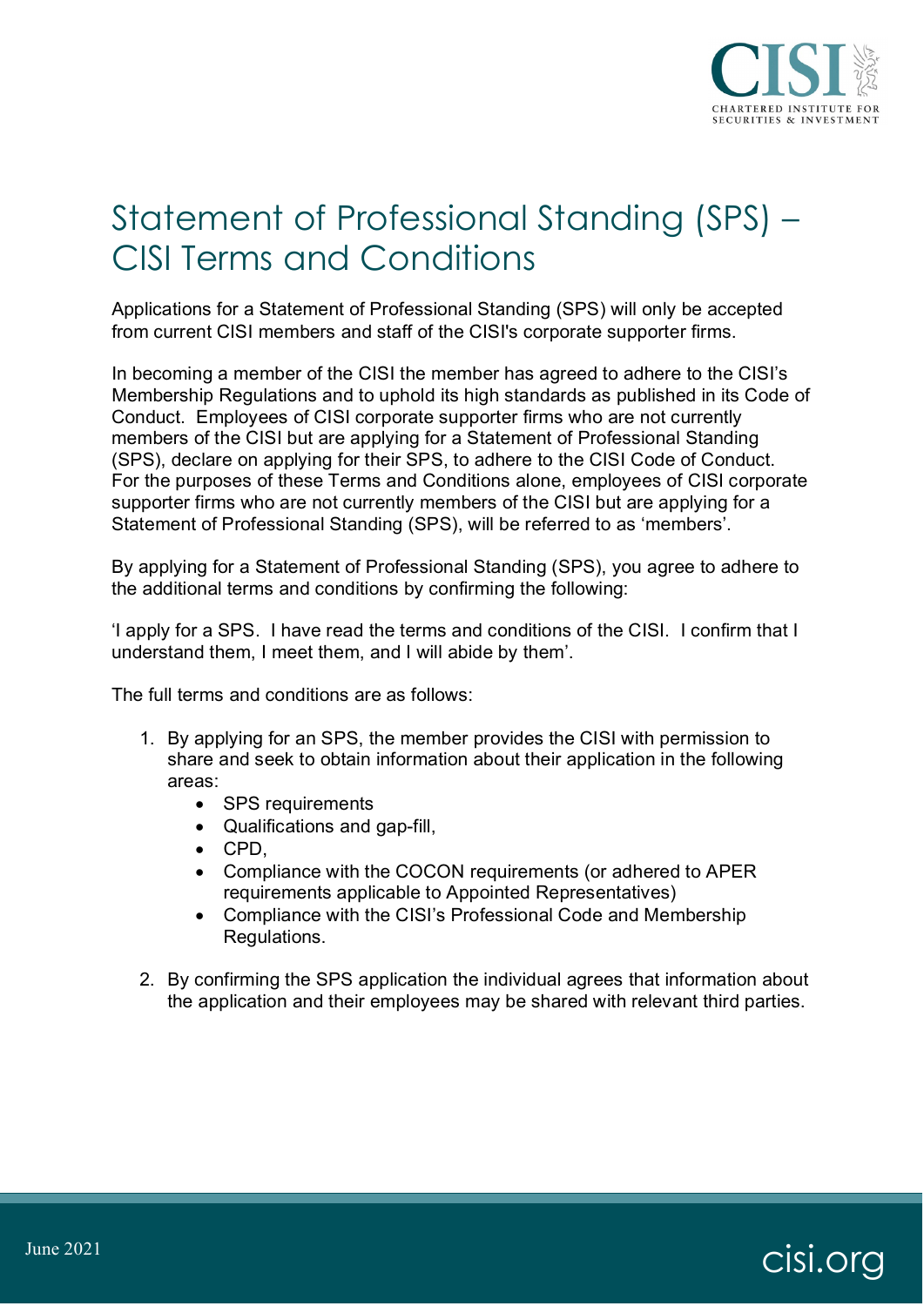# Statement of Professional Standing (SPS) – CISI Terms and Conditions

Applications for a Statement of Professional Standing (SPS) will only be accepted from current CISI members and staff of the CISI's corporate supporter firms.

In becoming a member of the CISI the member has agreed to adhere to the CISI's Membership Regulations and to uphold its high standards as published in its Code of Conduct. Employees of CISI corporate supporter firms who are not currently members of the CISI but are applying for a Statement of Professional Standing (SPS), declare on applying for their SPS, to adhere to the CISI Code of Conduct. For the purposes of these Terms and Conditions alone, employees of CISI corporate supporter firms who are not currently members of the CISI but are applying for a Statement of Professional Standing (SPS), will be referred to as 'members'.

By applying for a Statement of Professional Standing (SPS), you agree to adhere to the additional terms and conditions by confirming the following:

'I apply for a SPS. I have read the terms and conditions of the CISI. I confirm that I understand them, I meet them, and I will abide by them'.

The full terms and conditions are as follows:

1. By applying for an SPS, the member provides the CISI with permission to share and seek to obtain information about their application in the following areas:
   - SPS requirements
   - Qualifications and gap-fill,
   - CPD,
   - Compliance with the COCON requirements (or adhered to APER requirements applicable to Appointed Representatives)
   - Compliance with the CISI's Professional Code and Membership Regulations.

2. By confirming the SPS application the individual agrees that information about the application and their employees may be shared with relevant third parties.

June 2021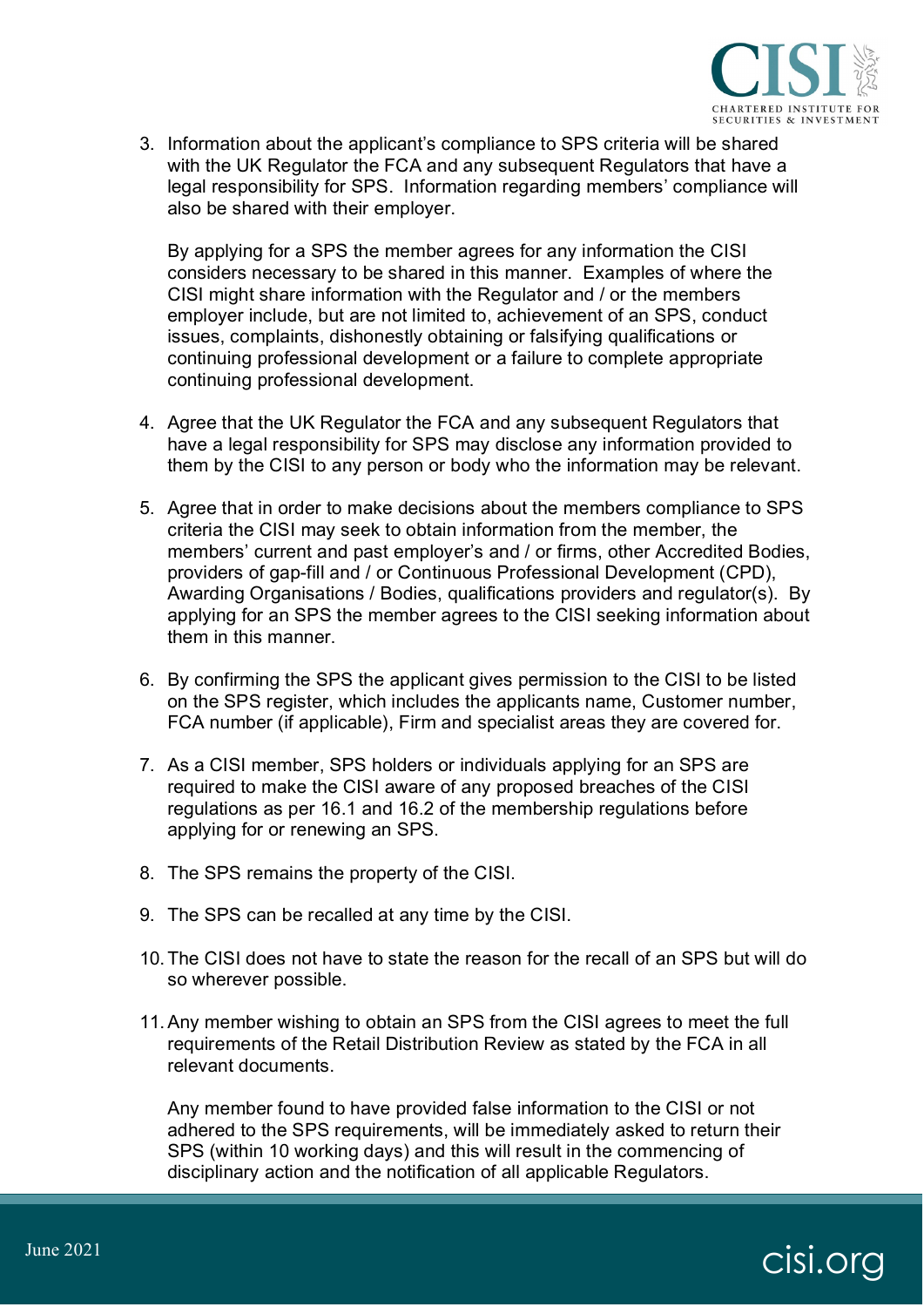3. Information about the applicant's compliance to SPS criteria will be shared with the UK Regulator the FCA and any subsequent Regulators that have a legal responsibility for SPS. Information regarding members' compliance will also be shared with their employer.

   By applying for a SPS the member agrees for any information the CISI considers necessary to be shared in this manner. Examples of where the CISI might share information with the Regulator and / or the members employer include, but are not limited to, achievement of an SPS, conduct issues, complaints, dishonestly obtaining or falsifying qualifications or continuing professional development or a failure to complete appropriate continuing professional development.

4. Agree that the UK Regulator the FCA and any subsequent Regulators that have a legal responsibility for SPS may disclose any information provided to them by the CISI to any person or body who the information may be relevant.

5. Agree that in order to make decisions about the members compliance to SPS criteria the CISI may seek to obtain information from the member, the members' current and past employer's and / or firms, other Accredited Bodies, providers of gap-fill and / or Continuous Professional Development (CPD), Awarding Organisations / Bodies, qualifications providers and regulator(s). By applying for an SPS the member agrees to the CISI seeking information about them in this manner.

6. By confirming the SPS the applicant gives permission to the CISI to be listed on the SPS register, which includes the applicants name, Customer number, FCA number (if applicable), Firm and specialist areas they are covered for.

7. As a CISI member, SPS holders or individuals applying for an SPS are required to make the CISI aware of any proposed breaches of the CISI regulations as per 16.1 and 16.2 of the membership regulations before applying for or renewing an SPS.

8. The SPS remains the property of the CISI.

9. The SPS can be recalled at any time by the CISI.

10. The CISI does not have to state the reason for the recall of an SPS but will do so wherever possible.

11. Any member wishing to obtain an SPS from the CISI agrees to meet the full requirements of the Retail Distribution Review as stated by the FCA in all relevant documents.

    Any member found to have provided false information to the CISI or not adhered to the SPS requirements, will be immediately asked to return their SPS (within 10 working days) and this will result in the commencing of disciplinary action and the notification of all applicable Regulators.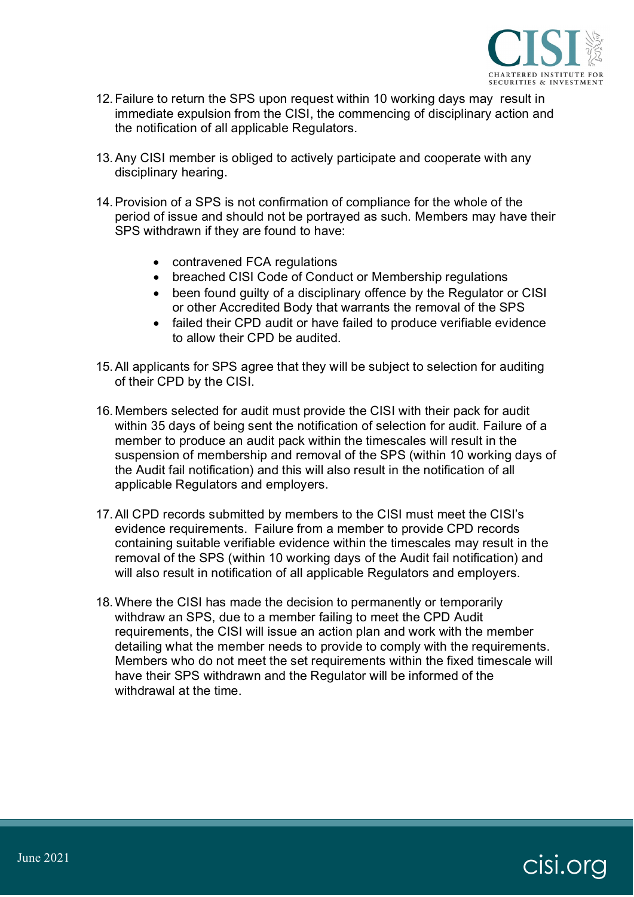12. Failure to return the SPS upon request within 10 working days may result in immediate expulsion from the CISI, the commencing of disciplinary action and the notification of all applicable Regulators.

13. Any CISI member is obliged to actively participate and cooperate with any disciplinary hearing.

14. Provision of a SPS is not confirmation of compliance for the whole of the period of issue and should not be portrayed as such. Members may have their SPS withdrawn if they are found to have:

    - contravened FCA regulations
    - breached CISI Code of Conduct or Membership regulations
    - been found guilty of a disciplinary offence by the Regulator or CISI or other Accredited Body that warrants the removal of the SPS
    - failed their CPD audit or have failed to produce verifiable evidence to allow their CPD be audited.

15. All applicants for SPS agree that they will be subject to selection for auditing of their CPD by the CISI.

16. Members selected for audit must provide the CISI with their pack for audit within 35 days of being sent the notification of selection for audit. Failure of a member to produce an audit pack within the timescales will result in the suspension of membership and removal of the SPS (within 10 working days of the Audit fail notification) and this will also result in the notification of all applicable Regulators and employers.

17. All CPD records submitted by members to the CISI must meet the CISI's evidence requirements. Failure from a member to provide CPD records containing suitable verifiable evidence within the timescales may result in the removal of the SPS (within 10 working days of the Audit fail notification) and will also result in notification of all applicable Regulators and employers.

18. Where the CISI has made the decision to permanently or temporarily withdraw an SPS, due to a member failing to meet the CPD Audit requirements, the CISI will issue an action plan and work with the member detailing what the member needs to provide to comply with the requirements. Members who do not meet the set requirements within the fixed timescale will have their SPS withdrawn and the Regulator will be informed of the withdrawal at the time.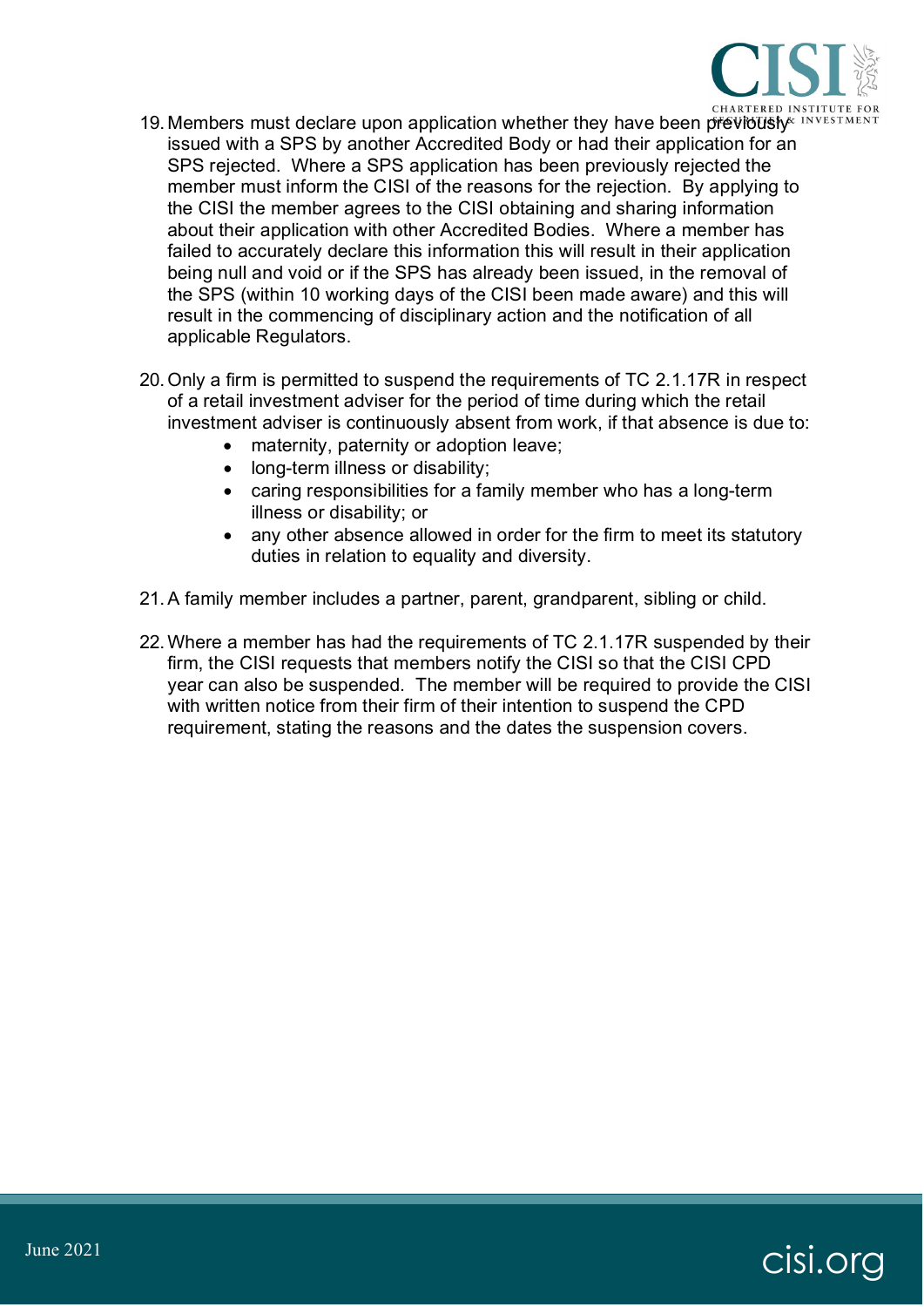19. Members must declare upon application whether they have been previously issued with a SPS by another Accredited Body or had their application for an SPS rejected. Where a SPS application has been previously rejected the member must inform the CISI of the reasons for the rejection. By applying to the CISI the member agrees to the CISI obtaining and sharing information about their application with other Accredited Bodies. Where a member has failed to accurately declare this information this will result in their application being null and void or if the SPS has already been issued, in the removal of the SPS (within 10 working days of the CISI been made aware) and this will result in the commencing of disciplinary action and the notification of all applicable Regulators.

20. Only a firm is permitted to suspend the requirements of TC 2.1.17R in respect of a retail investment adviser for the period of time during which the retail investment adviser is continuously absent from work, if that absence is due to:
    - maternity, paternity or adoption leave;
    - long-term illness or disability;
    - caring responsibilities for a family member who has a long-term illness or disability; or
    - any other absence allowed in order for the firm to meet its statutory duties in relation to equality and diversity.

21. A family member includes a partner, parent, grandparent, sibling or child.

22. Where a member has had the requirements of TC 2.1.17R suspended by their firm, the CISI requests that members notify the CISI so that the CISI CPD year can also be suspended. The member will be required to provide the CISI with written notice from their firm of their intention to suspend the CPD requirement, stating the reasons and the dates the suspension covers.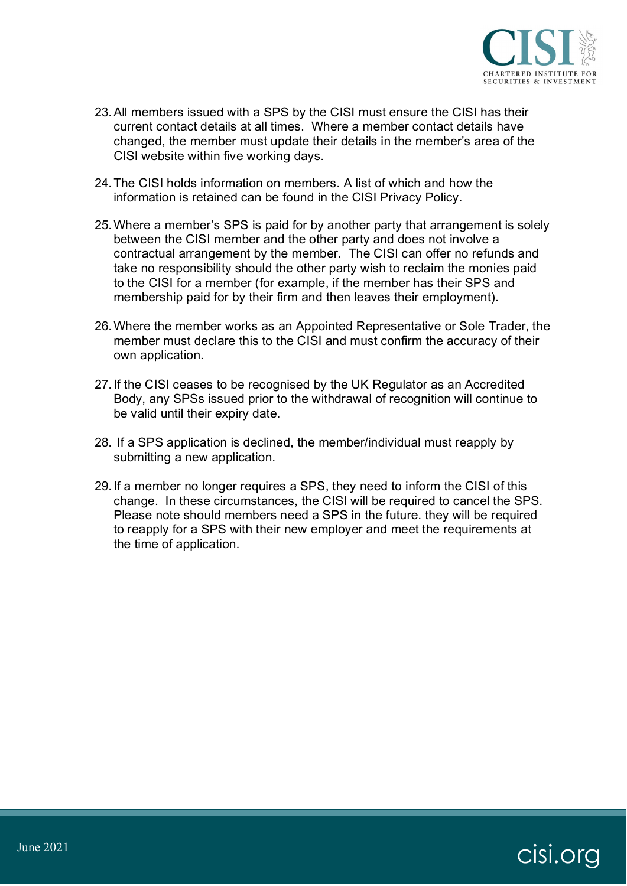23. All members issued with a SPS by the CISI must ensure the CISI has their current contact details at all times. Where a member contact details have changed, the member must update their details in the member's area of the CISI website within five working days.

24. The CISI holds information on members. A list of which and how the information is retained can be found in the CISI Privacy Policy.

25. Where a member's SPS is paid for by another party that arrangement is solely between the CISI member and the other party and does not involve a contractual arrangement by the member. The CISI can offer no refunds and take no responsibility should the other party wish to reclaim the monies paid to the CISI for a member (for example, if the member has their SPS and membership paid for by their firm and then leaves their employment).

26. Where the member works as an Appointed Representative or Sole Trader, the member must declare this to the CISI and must confirm the accuracy of their own application.

27. If the CISI ceases to be recognised by the UK Regulator as an Accredited Body, any SPSs issued prior to the withdrawal of recognition will continue to be valid until their expiry date.

28. If a SPS application is declined, the member/individual must reapply by submitting a new application.

29. If a member no longer requires a SPS, they need to inform the CISI of this change. In these circumstances, the CISI will be required to cancel the SPS. Please note should members need a SPS in the future. they will be required to reapply for a SPS with their new employer and meet the requirements at the time of application.